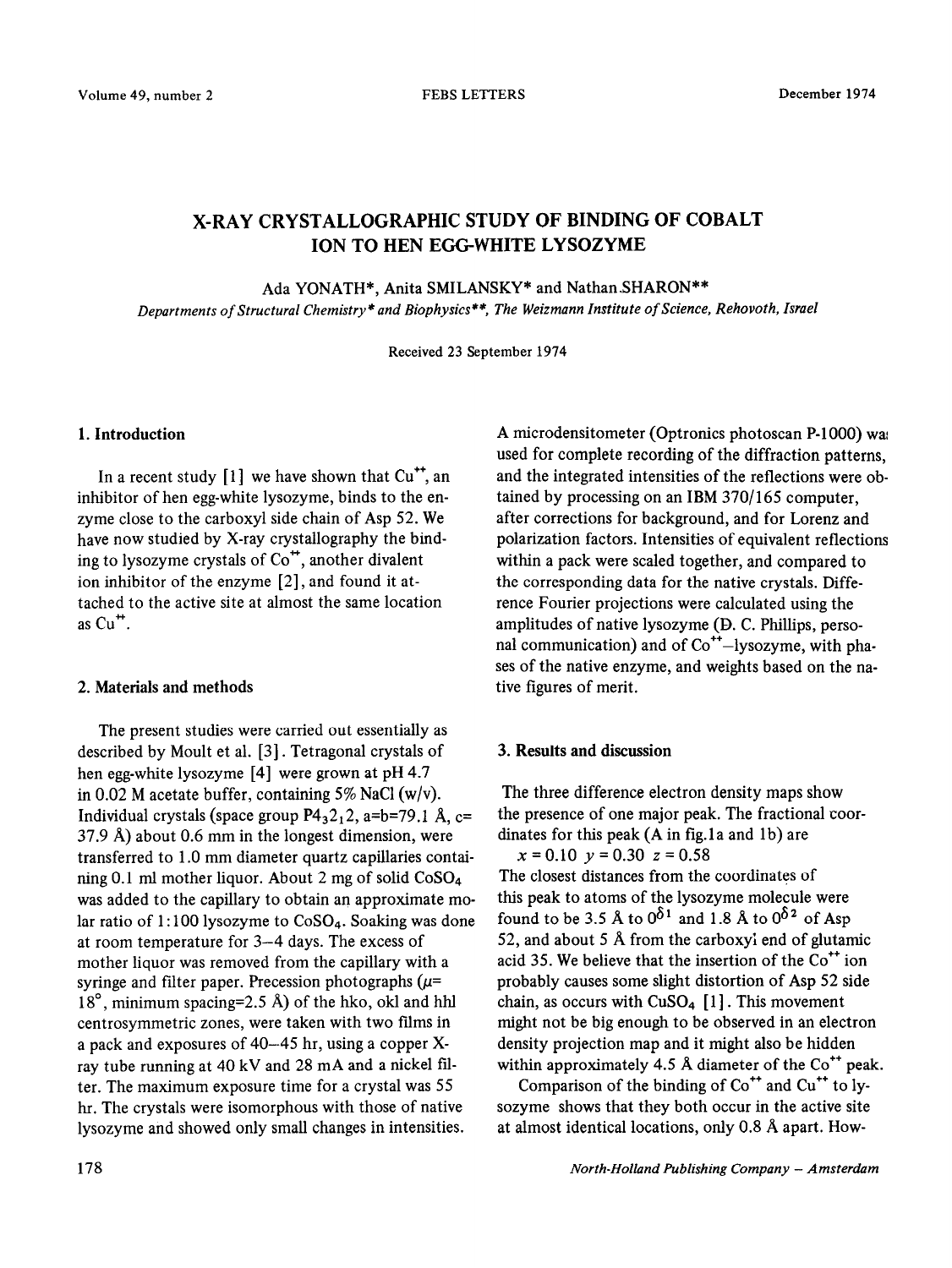# X-RAY CRYSTALLOGRAPHIC STUDY OF BINDING OF COBALT ION TO HEN EGG-WHITE LYSOZYME

Ada YONATH*, Anita SMILANSKY* and Nathan SHARON**

*Departments of Structural Chemistry\* and Biophysics\*\*, The Weizmann Institute of Science, Rehovoth, Israel*

Received 23 September 1974

## 1. Introduction

In a recent study [1] we have shown that $Cu^{++}$, an inhibitor of hen egg-white lysozyme, binds to the enzyme close to the carboxyl side chain of Asp 52. We have now studied by X-ray crystallography the binding to lysozyme crystals of $Co^{++}$, another divalent ion inhibitor of the enzyme [2], and found it attached to the active site at almost the same location as $Cu^{++}$.

## 2. Materials and methods

The present studies were carried out essentially as described by Moult et al. [3]. Tetragonal crystals of hen egg-white lysozyme [4] were grown at pH 4.7 in 0.02 M acetate buffer, containing 5% NaCl (w/v). Individual crystals (space group $P4_32_12$, a=b=79.1 Å, c= 37.9 Å) about 0.6 mm in the longest dimension, were transferred to 1.0 mm diameter quartz capillaries containing 0.1 ml mother liquor. About 2 mg of solid $CoSO_4$ was added to the capillary to obtain an approximate molar ratio of 1:100 lysozyme to $CoSO_4$. Soaking was done at room temperature for 3–4 days. The excess of mother liquor was removed from the capillary with a syringe and filter paper. Precession photographs ($\mu$= 18°, minimum spacing=2.5 Å) of the hko, okl and hhl centrosymmetric zones, were taken with two films in a pack and exposures of 40–45 hr, using a copper X-ray tube running at 40 kV and 28 mA and a nickel filter. The maximum exposure time for a crystal was 55 hr. The crystals were isomorphous with those of native lysozyme and showed only small changes in intensities. A microdensitometer (Optronics photoscan P-1000) was used for complete recording of the diffraction patterns, and the integrated intensities of the reflections were obtained by processing on an IBM 370/165 computer, after corrections for background, and for Lorenz and polarization factors. Intensities of equivalent reflections within a pack were scaled together, and compared to the corresponding data for the native crystals. Difference Fourier projections were calculated using the amplitudes of native lysozyme (D. C. Phillips, personal communication) and of $Co^{++}$–lysozyme, with phases of the native enzyme, and weights based on the native figures of merit.

## 3. Results and discussion

The three difference electron density maps show the presence of one major peak. The fractional coordinates for this peak (A in fig.1a and 1b) are

$x = 0.10$ $y = 0.30$ $z = 0.58$

The closest distances from the coordinates of this peak to atoms of the lysozyme molecule were found to be 3.5 Å to $O^{\delta 1}$ and 1.8 Å to $O^{\delta 2}$ of Asp 52, and about 5 Å from the carboxyl end of glutamic acid 35. We believe that the insertion of the $Co^{++}$ ion probably causes some slight distortion of Asp 52 side chain, as occurs with $CuSO_4$ [1]. This movement might not be big enough to be observed in an electron density projection map and it might also be hidden within approximately 4.5 Å diameter of the $Co^{++}$ peak.

Comparison of the binding of $Co^{++}$ and $Cu^{++}$ to lysozyme shows that they both occur in the active site at almost identical locations, only 0.8 Å apart. How-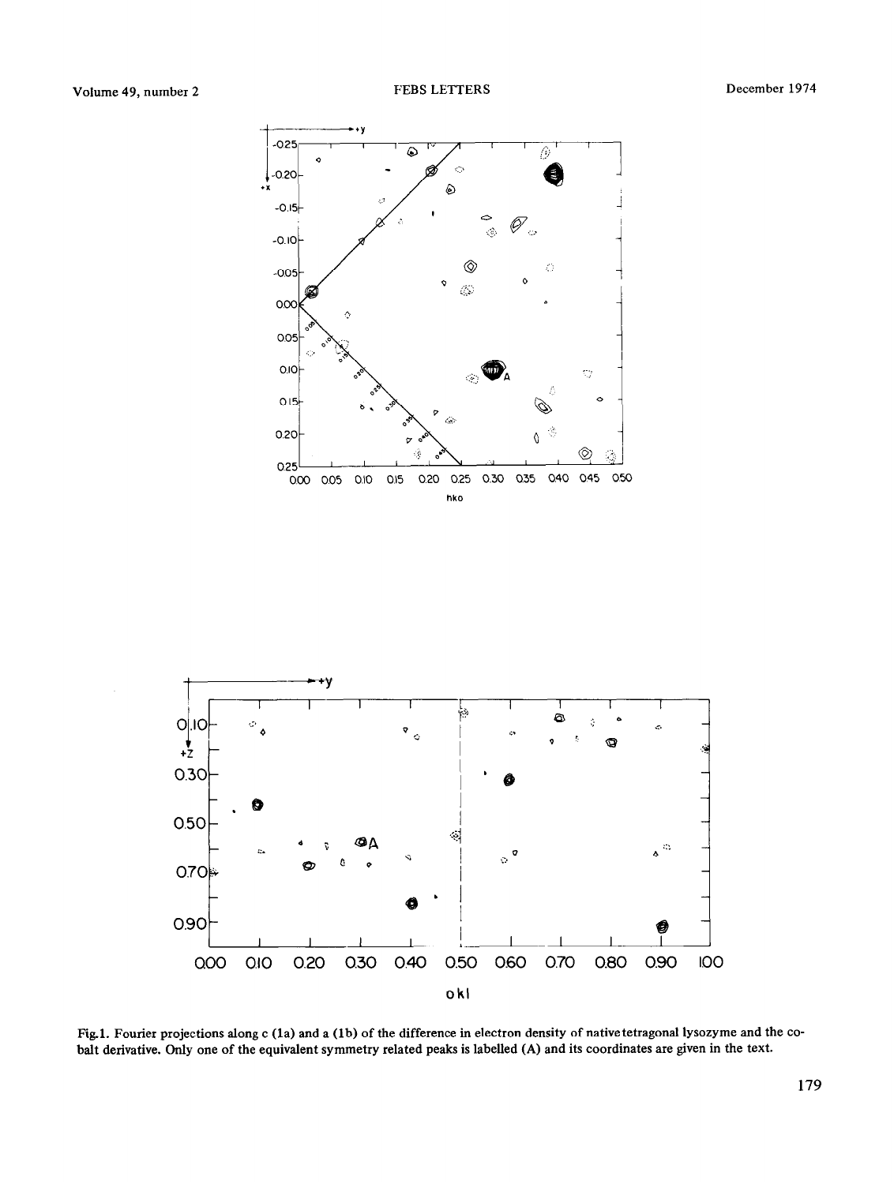Fig.1. Fourier projections along c (1a) and a (1b) of the difference in electron density of native tetragonal lysozyme and the cobalt derivative. Only one of the equivalent symmetry related peaks is labelled (A) and its coordinates are given in the text.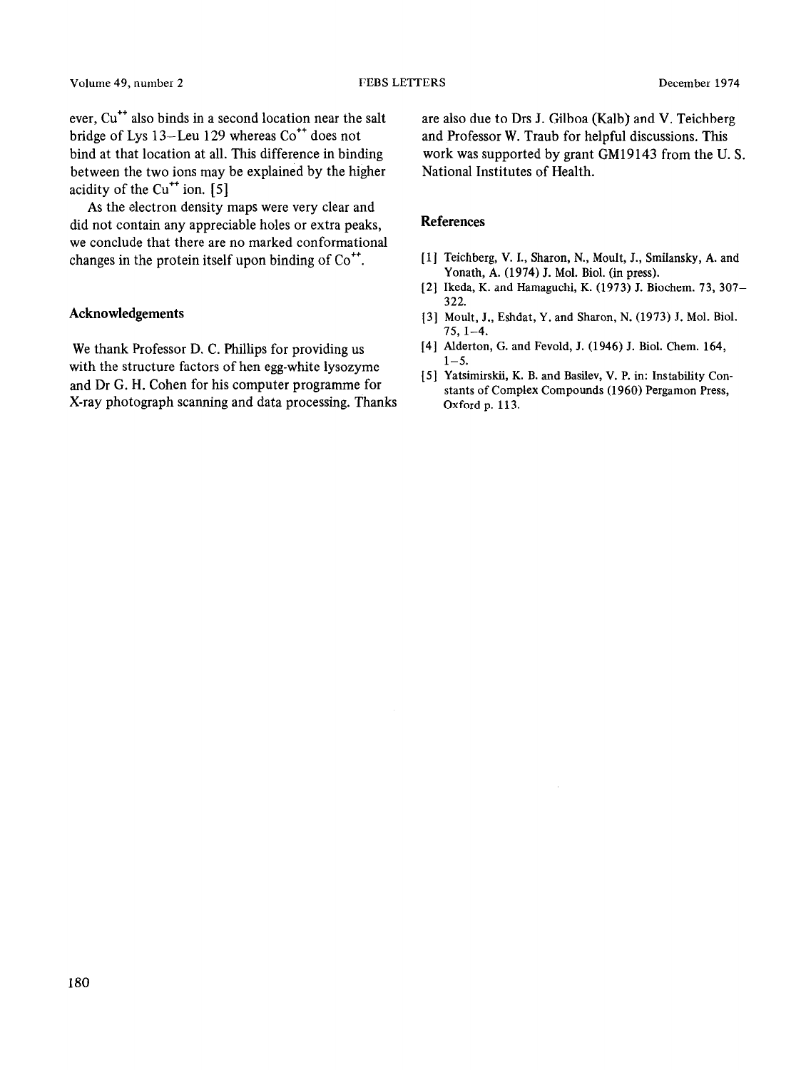ever, $Cu^{++}$ also binds in a second location near the salt bridge of Lys 13–Leu 129 whereas $Co^{++}$ does not bind at that location at all. This difference in binding between the two ions may be explained by the higher acidity of the $Cu^{++}$ ion. [5]

As the electron density maps were very clear and did not contain any appreciable holes or extra peaks, we conclude that there are no marked conformational changes in the protein itself upon binding of $Co^{++}$.

## Acknowledgements

We thank Professor D. C. Phillips for providing us with the structure factors of hen egg-white lysozyme and Dr G. H. Cohen for his computer programme for X-ray photograph scanning and data processing. Thanks are also due to Drs J. Gilboa (Kalb) and V. Teichberg and Professor W. Traub for helpful discussions. This work was supported by grant GM19143 from the U. S. National Institutes of Health.

## References

[1] Teichberg, V. I., Sharon, N., Moult, J., Smilansky, A. and Yonath, A. (1974) J. Mol. Biol. (in press).

[2] Ikeda, K. and Hamaguchi, K. (1973) J. Biochem. 73, 307–322.

[3] Moult, J., Eshdat, Y. and Sharon, N. (1973) J. Mol. Biol. 75, 1–4.

[4] Alderton, G. and Fevold, J. (1946) J. Biol. Chem. 164, 1–5.

[5] Yatsimirskii, K. B. and Basilev, V. P. in: Instability Constants of Complex Compounds (1960) Pergamon Press, Oxford p. 113.